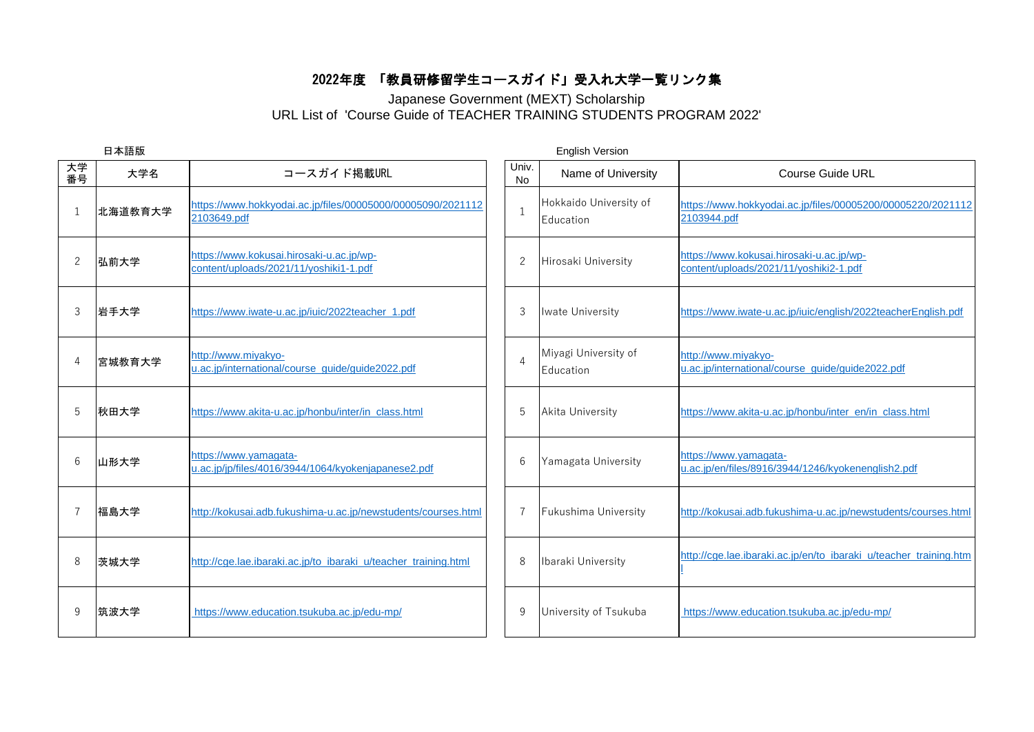# 2022年度 「教員研修留学生コースガイド」受入れ大学一覧リンク集

Japanese Government (MEXT) Scholarship
URL List of 'Course Guide of TEACHER TRAINING STUDENTS PROGRAM 2022'

日本語版

| 大学番号 | 大学名 | コースガイド掲載URL |
| --- | --- | --- |
| 1 | 北海道教育大学 | https://www.hokkyodai.ac.jp/files/00005000/00005090/20211122103649.pdf |
| 2 | 弘前大学 | https://www.kokusai.hirosaki-u.ac.jp/wp-content/uploads/2021/11/yoshiki1-1.pdf |
| 3 | 岩手大学 | https://www.iwate-u.ac.jp/iuic/2022teacher_1.pdf |
| 4 | 宮城教育大学 | http://www.miyakyo-u.ac.jp/international/course_guide/guide2022.pdf |
| 5 | 秋田大学 | https://www.akita-u.ac.jp/honbu/inter/in_class.html |
| 6 | 山形大学 | https://www.yamagata-u.ac.jp/jp/files/4016/3944/1064/kyokenjapanese2.pdf |
| 7 | 福島大学 | http://kokusai.adb.fukushima-u.ac.jp/newstudents/courses.html |
| 8 | 茨城大学 | http://cge.lae.ibaraki.ac.jp/to_ibaraki_u/teacher_training.html |
| 9 | 筑波大学 | https://www.education.tsukuba.ac.jp/edu-mp/ |

English Version

| Univ. No | Name of University | Course Guide URL |
| --- | --- | --- |
| 1 | Hokkaido University of Education | https://www.hokkyodai.ac.jp/files/00005200/00005220/20211122103944.pdf |
| 2 | Hirosaki University | https://www.kokusai.hirosaki-u.ac.jp/wp-content/uploads/2021/11/yoshiki2-1.pdf |
| 3 | Iwate University | https://www.iwate-u.ac.jp/iuic/english/2022teacherEnglish.pdf |
| 4 | Miyagi University of Education | http://www.miyakyo-u.ac.jp/international/course_guide/guide2022.pdf |
| 5 | Akita University | https://www.akita-u.ac.jp/honbu/inter_en/in_class.html |
| 6 | Yamagata University | https://www.yamagata-u.ac.jp/en/files/8916/3944/1246/kyokenenglish2.pdf |
| 7 | Fukushima University | http://kokusai.adb.fukushima-u.ac.jp/newstudents/courses.html |
| 8 | Ibaraki University | http://cge.lae.ibaraki.ac.jp/en/to_ibaraki_u/teacher_training.html |
| 9 | University of Tsukuba | https://www.education.tsukuba.ac.jp/edu-mp/ |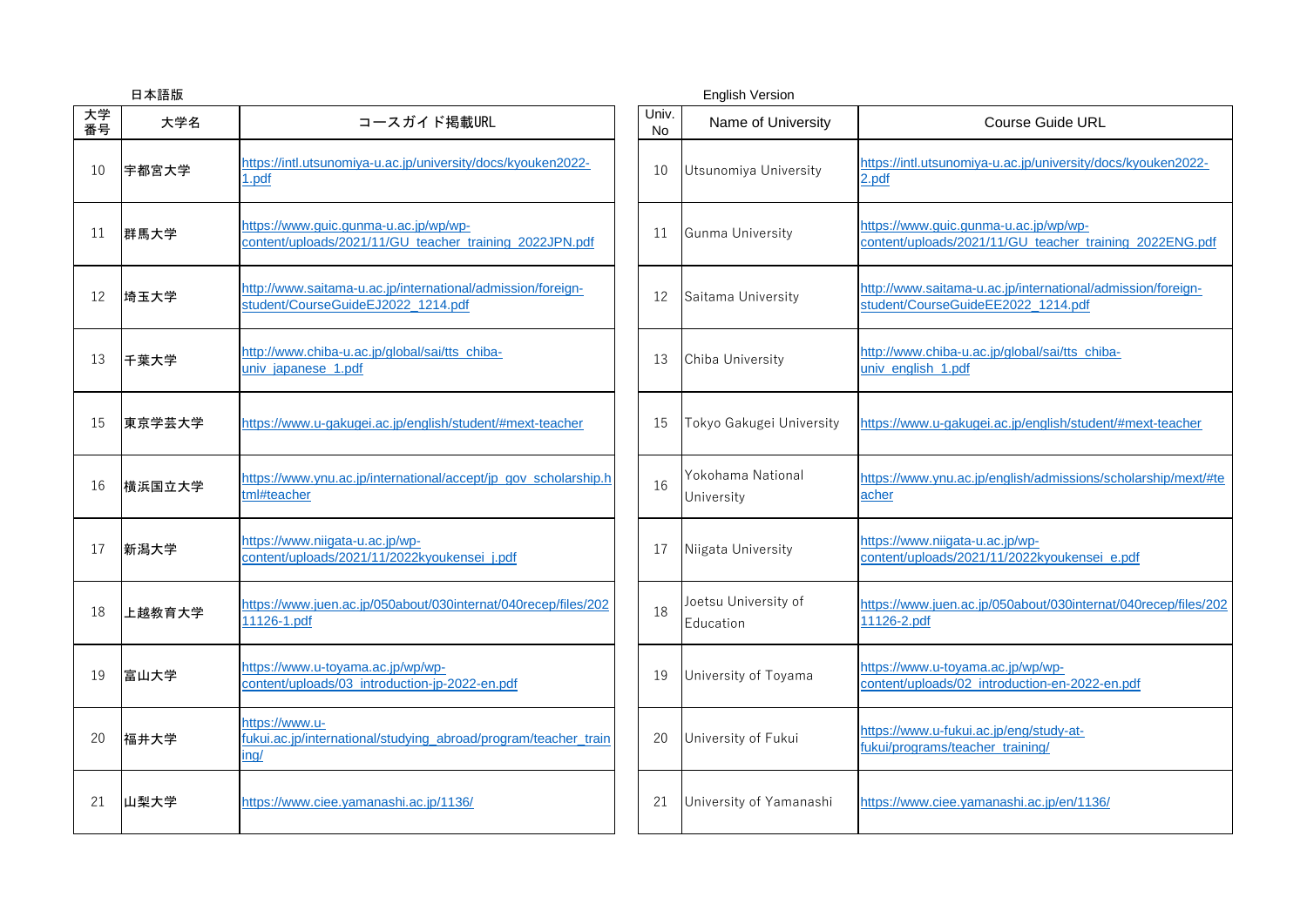日本語版

| 大学番号 | 大学名 | コースガイド掲載URL |
| --- | --- | --- |
| 10 | 宇都宮大学 | https://intl.utsunomiya-u.ac.jp/university/docs/kyouken2022-1.pdf |
| 11 | 群馬大学 | https://www.guic.gunma-u.ac.jp/wp/wp-content/uploads/2021/11/GU_teacher_training_2022JPN.pdf |
| 12 | 埼玉大学 | http://www.saitama-u.ac.jp/international/admission/foreign-student/CourseGuideEJ2022_1214.pdf |
| 13 | 千葉大学 | http://www.chiba-u.ac.jp/global/sai/tts_chiba-univ_japanese_1.pdf |
| 15 | 東京学芸大学 | https://www.u-gakugei.ac.jp/english/student/#mext-teacher |
| 16 | 横浜国立大学 | https://www.ynu.ac.jp/international/accept/jp_gov_scholarship.html#teacher |
| 17 | 新潟大学 | https://www.niigata-u.ac.jp/wp-content/uploads/2021/11/2022kyoukensei_j.pdf |
| 18 | 上越教育大学 | https://www.juen.ac.jp/050about/030internat/040recep/files/20211126-1.pdf |
| 19 | 富山大学 | https://www.u-toyama.ac.jp/wp/wp-content/uploads/03_introduction-jp-2022-en.pdf |
| 20 | 福井大学 | https://www.u-fukui.ac.jp/international/studying_abroad/program/teacher_training/ |
| 21 | 山梨大学 | https://www.ciee.yamanashi.ac.jp/1136/ |

English Version

| Univ. No | Name of University | Course Guide URL |
| --- | --- | --- |
| 10 | Utsunomiya University | https://intl.utsunomiya-u.ac.jp/university/docs/kyouken2022-2.pdf |
| 11 | Gunma University | https://www.guic.gunma-u.ac.jp/wp/wp-content/uploads/2021/11/GU_teacher_training_2022ENG.pdf |
| 12 | Saitama University | http://www.saitama-u.ac.jp/international/admission/foreign-student/CourseGuideEE2022_1214.pdf |
| 13 | Chiba University | http://www.chiba-u.ac.jp/global/sai/tts_chiba-univ_english_1.pdf |
| 15 | Tokyo Gakugei University | https://www.u-gakugei.ac.jp/english/student/#mext-teacher |
| 16 | Yokohama National University | https://www.ynu.ac.jp/english/admissions/scholarship/mext/#teacher |
| 17 | Niigata University | https://www.niigata-u.ac.jp/wp-content/uploads/2021/11/2022kyoukensei_e.pdf |
| 18 | Joetsu University of Education | https://www.juen.ac.jp/050about/030internat/040recep/files/20211126-2.pdf |
| 19 | University of Toyama | https://www.u-toyama.ac.jp/wp/wp-content/uploads/02_introduction-en-2022-en.pdf |
| 20 | University of Fukui | https://www.u-fukui.ac.jp/eng/study-at-fukui/programs/teacher_training/ |
| 21 | University of Yamanashi | https://www.ciee.yamanashi.ac.jp/en/1136/ |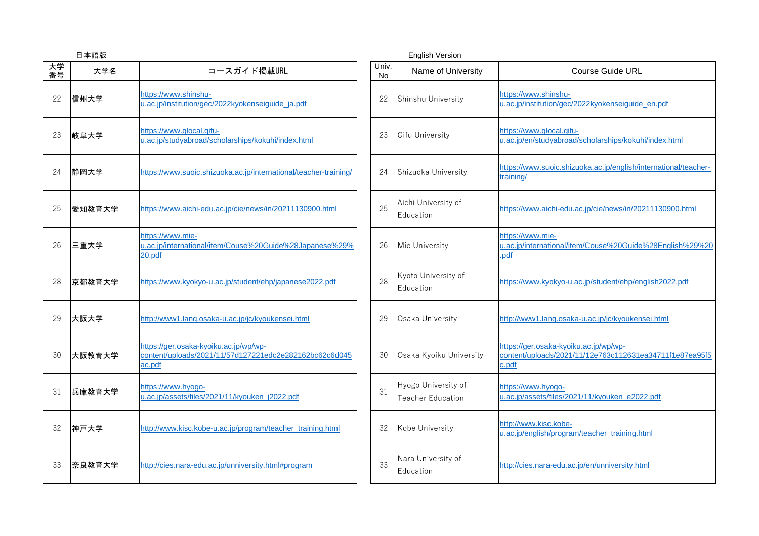日本語版

| 大学番号 | 大学名 | コースガイド掲載URL |
| --- | --- | --- |
| 22 | 信州大学 | https://www.shinshu-u.ac.jp/institution/gec/2022kyokenseiguide_ja.pdf |
| 23 | 岐阜大学 | https://www.glocal.gifu-u.ac.jp/studyabroad/scholarships/kokuhi/index.html |
| 24 | 静岡大学 | https://www.suoic.shizuoka.ac.jp/international/teacher-training/ |
| 25 | 愛知教育大学 | https://www.aichi-edu.ac.jp/cie/news/in/20211130900.html |
| 26 | 三重大学 | https://www.mie-u.ac.jp/international/item/Couse%20Guide%28Japanese%29%20.pdf |
| 28 | 京都教育大学 | https://www.kyokyo-u.ac.jp/student/ehp/japanese2022.pdf |
| 29 | 大阪大学 | http://www1.lang.osaka-u.ac.jp/jc/kyoukensei.html |
| 30 | 大阪教育大学 | https://ger.osaka-kyoiku.ac.jp/wp/wp-content/uploads/2021/11/57d127221edc2e282162bc62c6d045ac.pdf |
| 31 | 兵庫教育大学 | https://www.hyogo-u.ac.jp/assets/files/2021/11/kyouken_j2022.pdf |
| 32 | 神戸大学 | http://www.kisc.kobe-u.ac.jp/program/teacher_training.html |
| 33 | 奈良教育大学 | http://cies.nara-edu.ac.jp/unniversity.html#program |

English Version

| Univ. No | Name of University | Course Guide URL |
| --- | --- | --- |
| 22 | Shinshu University | https://www.shinshu-u.ac.jp/institution/gec/2022kyokenseiguide_en.pdf |
| 23 | Gifu University | https://www.glocal.gifu-u.ac.jp/en/studyabroad/scholarships/kokuhi/index.html |
| 24 | Shizuoka University | https://www.suoic.shizuoka.ac.jp/english/international/teacher-training/ |
| 25 | Aichi University of Education | https://www.aichi-edu.ac.jp/cie/news/in/20211130900.html |
| 26 | Mie University | https://www.mie-u.ac.jp/international/item/Couse%20Guide%28English%29%20.pdf |
| 28 | Kyoto University of Education | https://www.kyokyo-u.ac.jp/student/ehp/english2022.pdf |
| 29 | Osaka University | http://www1.lang.osaka-u.ac.jp/jc/kyoukensei.html |
| 30 | Osaka Kyoiku University | https://ger.osaka-kyoiku.ac.jp/wp/wp-content/uploads/2021/11/12e763c112631ea34711f1e87ea95f5c.pdf |
| 31 | Hyogo University of Teacher Education | https://www.hyogo-u.ac.jp/assets/files/2021/11/kyouken_e2022.pdf |
| 32 | Kobe University | http://www.kisc.kobe-u.ac.jp/english/program/teacher_training.html |
| 33 | Nara University of Education | http://cies.nara-edu.ac.jp/en/unniversity.html |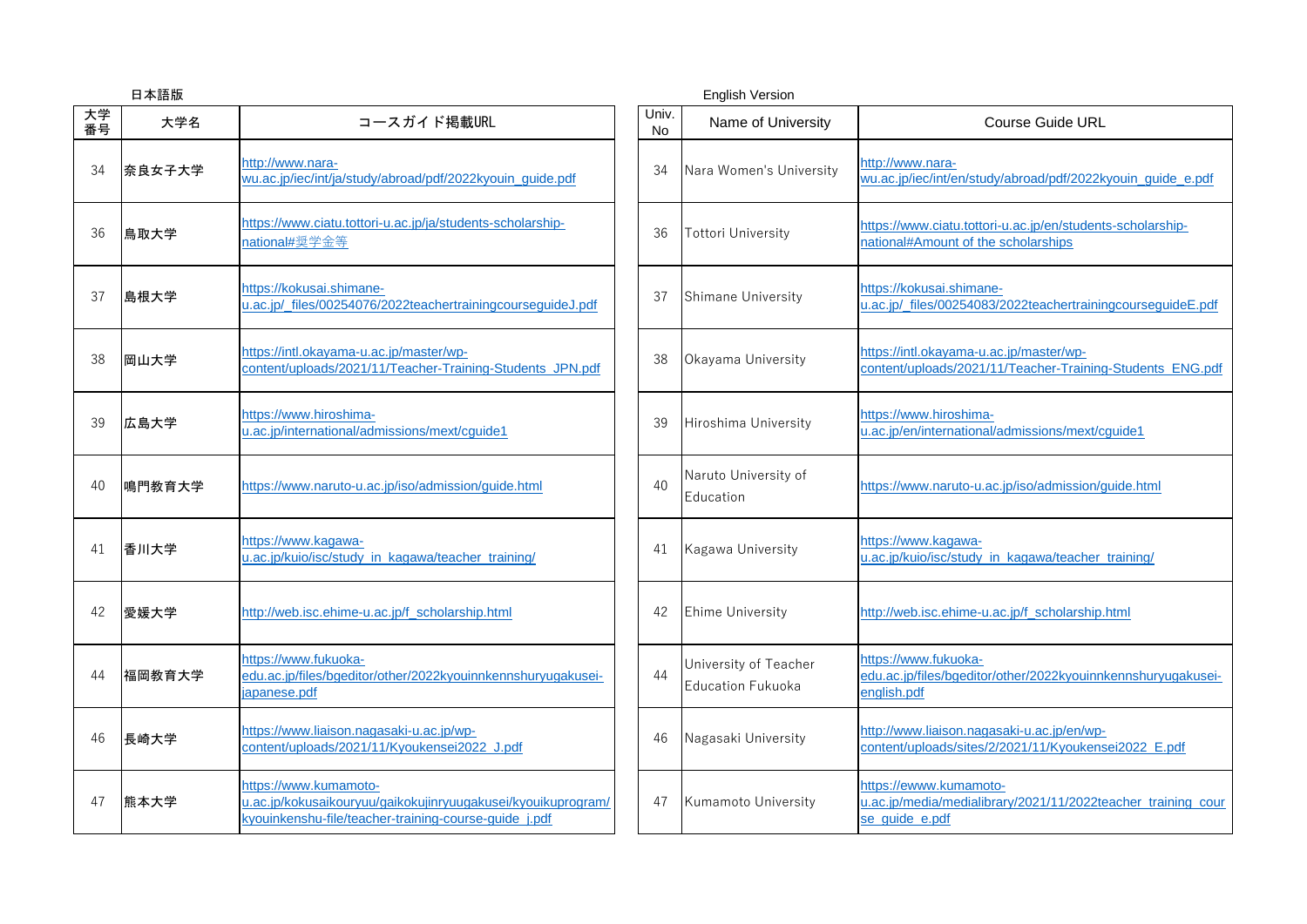日本語版

| 大学番号 | 大学名 | コースガイド掲載URL |
| --- | --- | --- |
| 34 | 奈良女子大学 | http://www.nara-wu.ac.jp/iec/int/ja/study/abroad/pdf/2022kyouin_guide.pdf |
| 36 | 鳥取大学 | https://www.ciatu.tottori-u.ac.jp/ja/students-scholarship-national#奨学金等 |
| 37 | 島根大学 | https://kokusai.shimane-u.ac.jp/_files/00254076/2022teachertrainingcourseguideJ.pdf |
| 38 | 岡山大学 | https://intl.okayama-u.ac.jp/master/wp-content/uploads/2021/11/Teacher-Training-Students_JPN.pdf |
| 39 | 広島大学 | https://www.hiroshima-u.ac.jp/international/admissions/mext/cguide1 |
| 40 | 鳴門教育大学 | https://www.naruto-u.ac.jp/iso/admission/guide.html |
| 41 | 香川大学 | https://www.kagawa-u.ac.jp/kuio/isc/study_in_kagawa/teacher_training/ |
| 42 | 愛媛大学 | http://web.isc.ehime-u.ac.jp/f_scholarship.html |
| 44 | 福岡教育大学 | https://www.fukuoka-edu.ac.jp/files/bgeditor/other/2022kyouinnkennshuryugakusei-japanese.pdf |
| 46 | 長崎大学 | https://www.liaison.nagasaki-u.ac.jp/wp-content/uploads/2021/11/Kyoukensei2022_J.pdf |
| 47 | 熊本大学 | https://www.kumamoto-u.ac.jp/kokusaikouryuu/gaikokujinryuugakusei/kyouikuprogram/kyouinkenshu-file/teacher-training-course-guide_j.pdf |

English Version

| Univ. No | Name of University | Course Guide URL |
| --- | --- | --- |
| 34 | Nara Women's University | http://www.nara-wu.ac.jp/iec/int/en/study/abroad/pdf/2022kyouin_guide_e.pdf |
| 36 | Tottori University | https://www.ciatu.tottori-u.ac.jp/en/students-scholarship-national#Amount of the scholarships |
| 37 | Shimane University | https://kokusai.shimane-u.ac.jp/_files/00254083/2022teachertrainingcourseguideE.pdf |
| 38 | Okayama University | https://intl.okayama-u.ac.jp/master/wp-content/uploads/2021/11/Teacher-Training-Students_ENG.pdf |
| 39 | Hiroshima University | https://www.hiroshima-u.ac.jp/en/international/admissions/mext/cguide1 |
| 40 | Naruto University of Education | https://www.naruto-u.ac.jp/iso/admission/guide.html |
| 41 | Kagawa University | https://www.kagawa-u.ac.jp/kuio/isc/study_in_kagawa/teacher_training/ |
| 42 | Ehime University | http://web.isc.ehime-u.ac.jp/f_scholarship.html |
| 44 | University of Teacher Education Fukuoka | https://www.fukuoka-edu.ac.jp/files/bgeditor/other/2022kyouinnkennshuryugakusei-english.pdf |
| 46 | Nagasaki University | http://www.liaison.nagasaki-u.ac.jp/en/wp-content/uploads/sites/2/2021/11/Kyoukensei2022_E.pdf |
| 47 | Kumamoto University | https://ewww.kumamoto-u.ac.jp/media/medialibrary/2021/11/2022teacher_training_course_guide_e.pdf |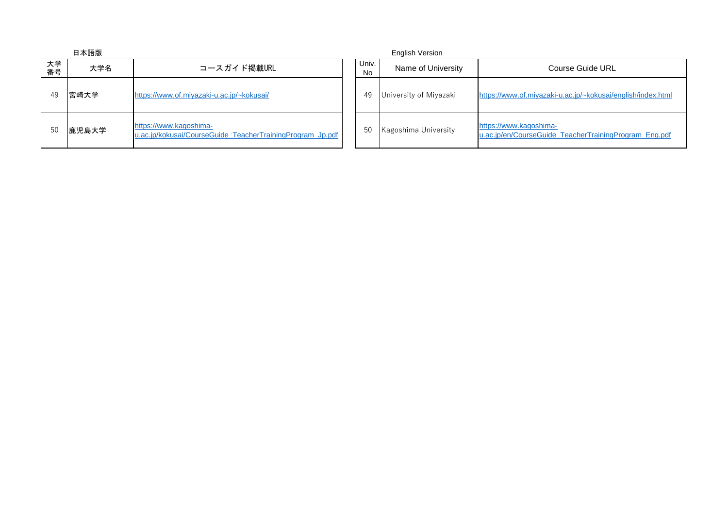日本語版

| 大学番号 | 大学名 | コースガイド掲載URL |
| --- | --- | --- |
| 49 | 宮崎大学 | https://www.of.miyazaki-u.ac.jp/~kokusai/ |
| 50 | 鹿児島大学 | https://www.kagoshima-u.ac.jp/kokusai/CourseGuide_TeacherTrainingProgram_Jp.pdf |

English Version

| Univ. No | Name of University | Course Guide URL |
| --- | --- | --- |
| 49 | University of Miyazaki | https://www.of.miyazaki-u.ac.jp/~kokusai/english/index.html |
| 50 | Kagoshima University | https://www.kagoshima-u.ac.jp/en/CourseGuide_TeacherTrainingProgram_Eng.pdf |